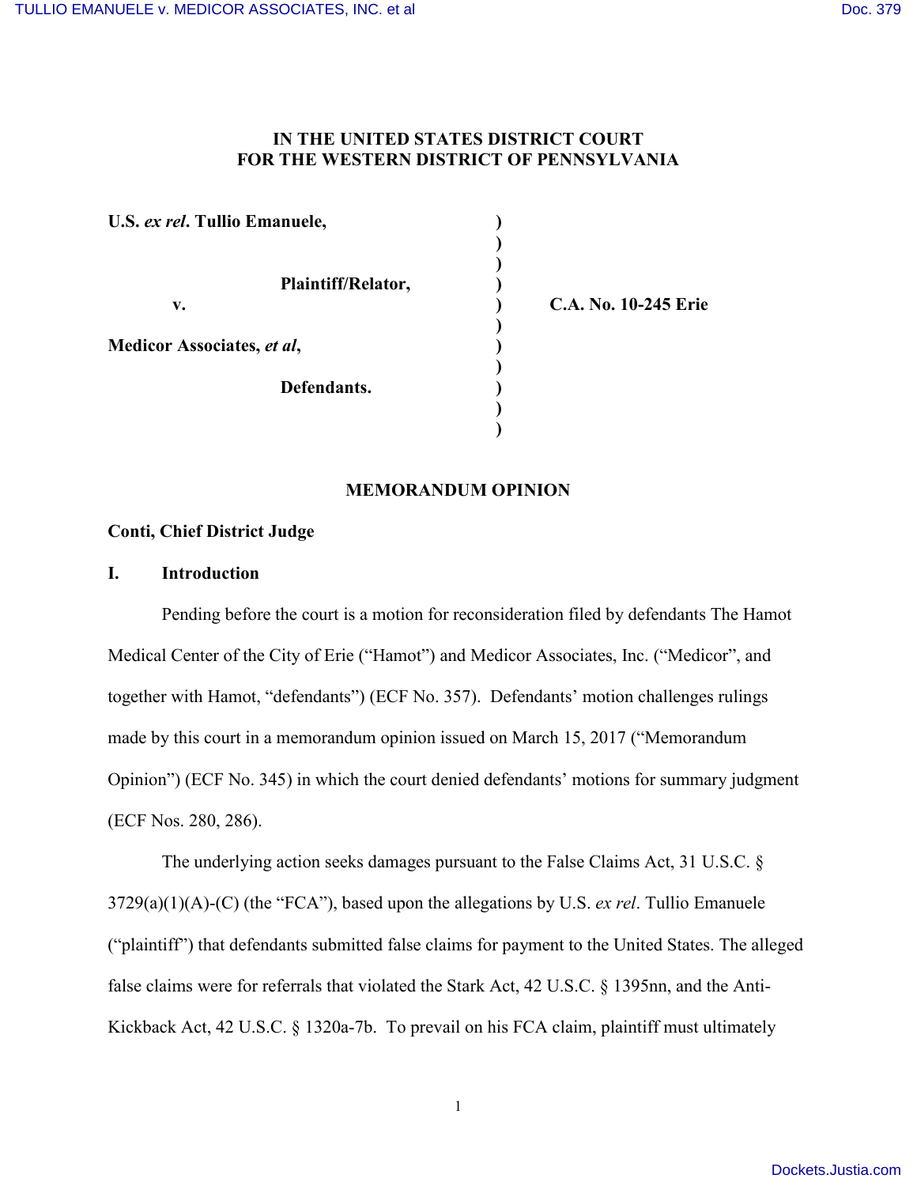**IN THE UNITED STATES DISTRICT COURT**
**FOR THE WESTERN DISTRICT OF PENNSYLVANIA**

| | | |
|---|---|---|
| **U.S.** ***ex rel*****. Tullio Emanuele,** | ) | |
| | ) | |
| **Plaintiff/Relator,** | ) | |
| **v.** | ) | **C.A. No. 10-245 Erie** |
| | ) | |
| **Medicor Associates,** ***et al*****,** | ) | |
| | ) | |
| **Defendants.** | ) | |

**MEMORANDUM OPINION**

**Conti, Chief District Judge**

## I. Introduction

Pending before the court is a motion for reconsideration filed by defendants The Hamot Medical Center of the City of Erie ("Hamot") and Medicor Associates, Inc. ("Medicor", and together with Hamot, "defendants") (ECF No. 357). Defendants' motion challenges rulings made by this court in a memorandum opinion issued on March 15, 2017 ("Memorandum Opinion") (ECF No. 345) in which the court denied defendants' motions for summary judgment (ECF Nos. 280, 286).

The underlying action seeks damages pursuant to the False Claims Act, 31 U.S.C. § 3729(a)(1)(A)-(C) (the "FCA"), based upon the allegations by U.S. *ex rel*. Tullio Emanuele ("plaintiff") that defendants submitted false claims for payment to the United States. The alleged false claims were for referrals that violated the Stark Act, 42 U.S.C. § 1395nn, and the Anti-Kickback Act, 42 U.S.C. § 1320a-7b. To prevail on his FCA claim, plaintiff must ultimately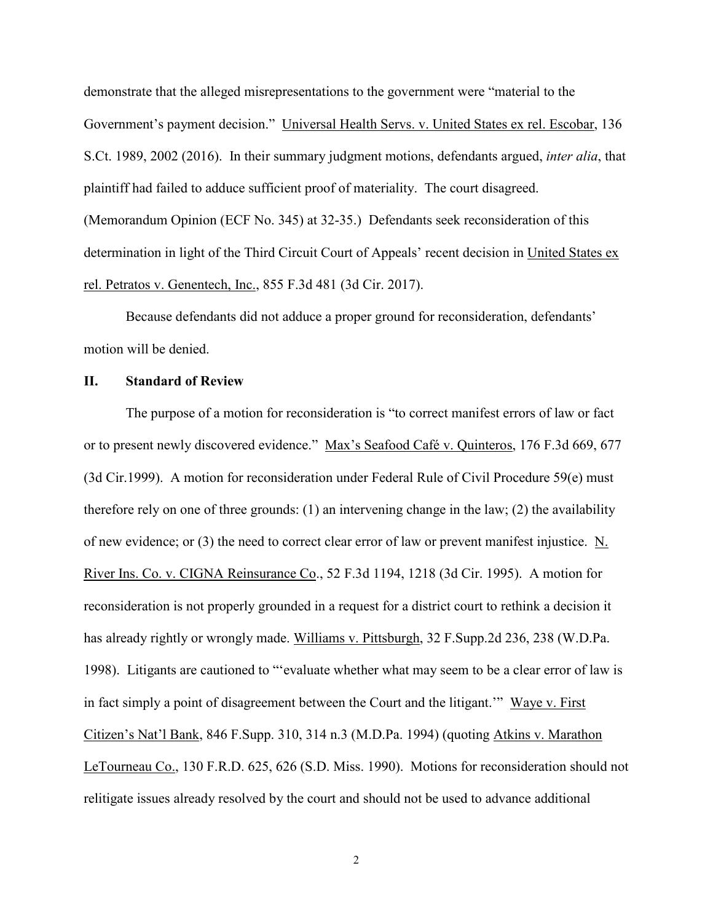demonstrate that the alleged misrepresentations to the government were "material to the Government's payment decision." Universal Health Servs. v. United States ex rel. Escobar, 136 S.Ct. 1989, 2002 (2016). In their summary judgment motions, defendants argued, *inter alia*, that plaintiff had failed to adduce sufficient proof of materiality. The court disagreed. (Memorandum Opinion (ECF No. 345) at 32-35.) Defendants seek reconsideration of this determination in light of the Third Circuit Court of Appeals' recent decision in United States ex rel. Petratos v. Genentech, Inc., 855 F.3d 481 (3d Cir. 2017).

Because defendants did not adduce a proper ground for reconsideration, defendants' motion will be denied.

## II. Standard of Review

The purpose of a motion for reconsideration is "to correct manifest errors of law or fact or to present newly discovered evidence." Max's Seafood Café v. Quinteros, 176 F.3d 669, 677 (3d Cir.1999). A motion for reconsideration under Federal Rule of Civil Procedure 59(e) must therefore rely on one of three grounds: (1) an intervening change in the law; (2) the availability of new evidence; or (3) the need to correct clear error of law or prevent manifest injustice. N. River Ins. Co. v. CIGNA Reinsurance Co., 52 F.3d 1194, 1218 (3d Cir. 1995). A motion for reconsideration is not properly grounded in a request for a district court to rethink a decision it has already rightly or wrongly made. Williams v. Pittsburgh, 32 F.Supp.2d 236, 238 (W.D.Pa. 1998). Litigants are cautioned to "'evaluate whether what may seem to be a clear error of law is in fact simply a point of disagreement between the Court and the litigant.'" Waye v. First Citizen's Nat'l Bank, 846 F.Supp. 310, 314 n.3 (M.D.Pa. 1994) (quoting Atkins v. Marathon LeTourneau Co., 130 F.R.D. 625, 626 (S.D. Miss. 1990). Motions for reconsideration should not relitigate issues already resolved by the court and should not be used to advance additional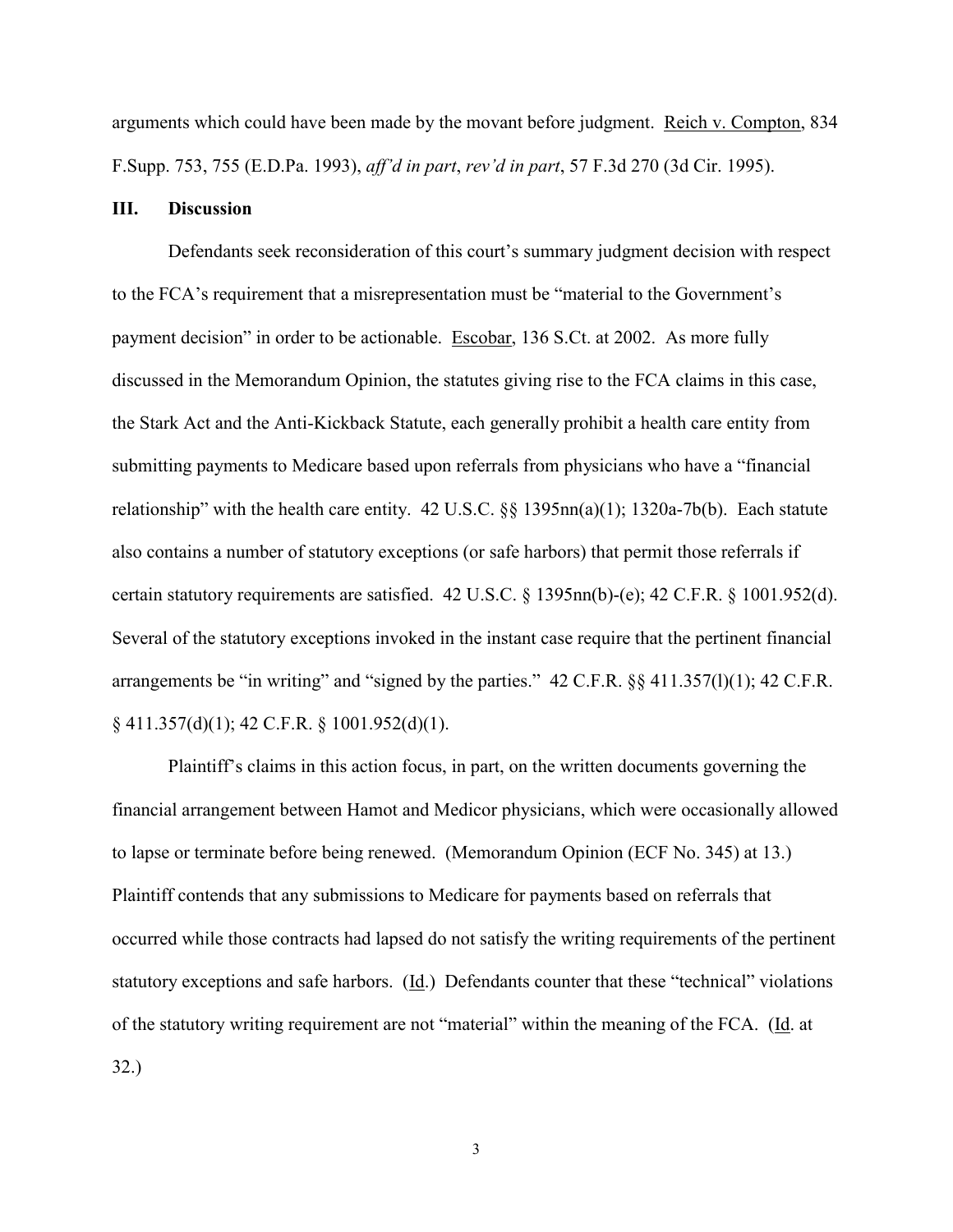arguments which could have been made by the movant before judgment. Reich v. Compton, 834 F.Supp. 753, 755 (E.D.Pa. 1993), *aff'd in part*, *rev'd in part*, 57 F.3d 270 (3d Cir. 1995).

### III. Discussion

Defendants seek reconsideration of this court's summary judgment decision with respect to the FCA's requirement that a misrepresentation must be "material to the Government's payment decision" in order to be actionable. Escobar, 136 S.Ct. at 2002. As more fully discussed in the Memorandum Opinion, the statutes giving rise to the FCA claims in this case, the Stark Act and the Anti-Kickback Statute, each generally prohibit a health care entity from submitting payments to Medicare based upon referrals from physicians who have a "financial relationship" with the health care entity. 42 U.S.C. §§ 1395nn(a)(1); 1320a-7b(b). Each statute also contains a number of statutory exceptions (or safe harbors) that permit those referrals if certain statutory requirements are satisfied. 42 U.S.C. § 1395nn(b)-(e); 42 C.F.R. § 1001.952(d). Several of the statutory exceptions invoked in the instant case require that the pertinent financial arrangements be "in writing" and "signed by the parties." 42 C.F.R. §§ 411.357(l)(1); 42 C.F.R. § 411.357(d)(1); 42 C.F.R. § 1001.952(d)(1).

Plaintiff's claims in this action focus, in part, on the written documents governing the financial arrangement between Hamot and Medicor physicians, which were occasionally allowed to lapse or terminate before being renewed. (Memorandum Opinion (ECF No. 345) at 13.) Plaintiff contends that any submissions to Medicare for payments based on referrals that occurred while those contracts had lapsed do not satisfy the writing requirements of the pertinent statutory exceptions and safe harbors. (Id.) Defendants counter that these "technical" violations of the statutory writing requirement are not "material" within the meaning of the FCA. (Id. at 32.)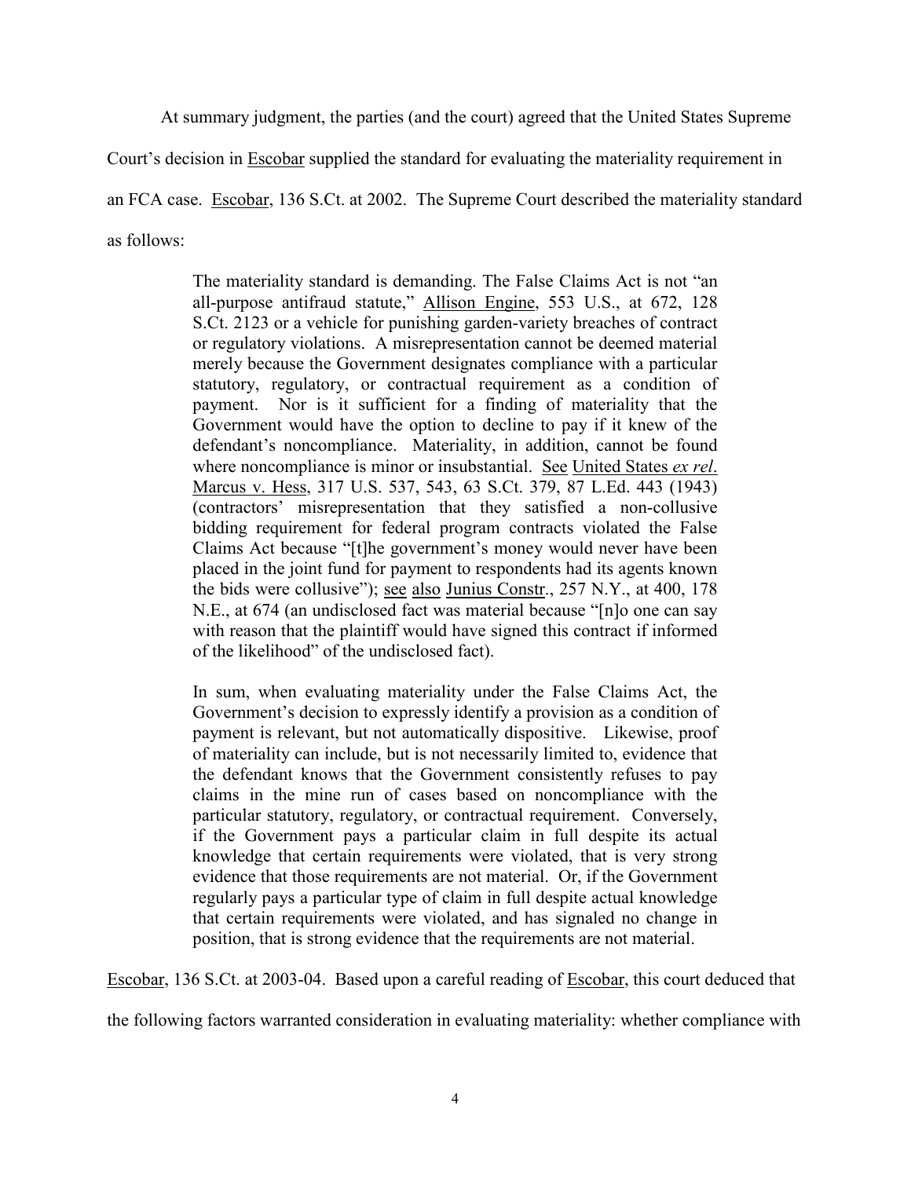At summary judgment, the parties (and the court) agreed that the United States Supreme Court's decision in Escobar supplied the standard for evaluating the materiality requirement in an FCA case. Escobar, 136 S.Ct. at 2002. The Supreme Court described the materiality standard as follows:

> The materiality standard is demanding. The False Claims Act is not "an all-purpose antifraud statute," Allison Engine, 553 U.S., at 672, 128 S.Ct. 2123 or a vehicle for punishing garden-variety breaches of contract or regulatory violations. A misrepresentation cannot be deemed material merely because the Government designates compliance with a particular statutory, regulatory, or contractual requirement as a condition of payment. Nor is it sufficient for a finding of materiality that the Government would have the option to decline to pay if it knew of the defendant's noncompliance. Materiality, in addition, cannot be found where noncompliance is minor or insubstantial. See United States *ex rel.* Marcus v. Hess, 317 U.S. 537, 543, 63 S.Ct. 379, 87 L.Ed. 443 (1943) (contractors' misrepresentation that they satisfied a non-collusive bidding requirement for federal program contracts violated the False Claims Act because "[t]he government's money would never have been placed in the joint fund for payment to respondents had its agents known the bids were collusive"); see also Junius Constr., 257 N.Y., at 400, 178 N.E., at 674 (an undisclosed fact was material because "[n]o one can say with reason that the plaintiff would have signed this contract if informed of the likelihood" of the undisclosed fact).
>
> In sum, when evaluating materiality under the False Claims Act, the Government's decision to expressly identify a provision as a condition of payment is relevant, but not automatically dispositive. Likewise, proof of materiality can include, but is not necessarily limited to, evidence that the defendant knows that the Government consistently refuses to pay claims in the mine run of cases based on noncompliance with the particular statutory, regulatory, or contractual requirement. Conversely, if the Government pays a particular claim in full despite its actual knowledge that certain requirements were violated, that is very strong evidence that those requirements are not material. Or, if the Government regularly pays a particular type of claim in full despite actual knowledge that certain requirements were violated, and has signaled no change in position, that is strong evidence that the requirements are not material.

Escobar, 136 S.Ct. at 2003-04. Based upon a careful reading of Escobar, this court deduced that the following factors warranted consideration in evaluating materiality: whether compliance with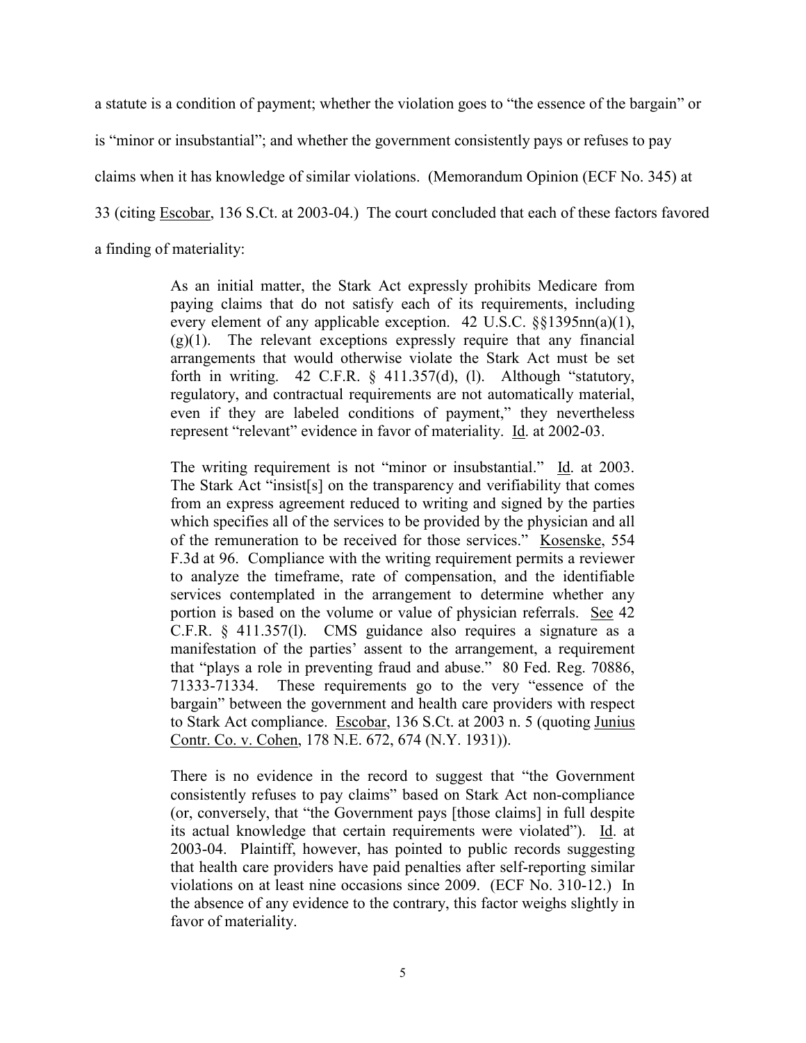a statute is a condition of payment; whether the violation goes to "the essence of the bargain" or is "minor or insubstantial"; and whether the government consistently pays or refuses to pay claims when it has knowledge of similar violations. (Memorandum Opinion (ECF No. 345) at 33 (citing Escobar, 136 S.Ct. at 2003-04.) The court concluded that each of these factors favored a finding of materiality:

> As an initial matter, the Stark Act expressly prohibits Medicare from paying claims that do not satisfy each of its requirements, including every element of any applicable exception. 42 U.S.C. §§1395nn(a)(1), (g)(1). The relevant exceptions expressly require that any financial arrangements that would otherwise violate the Stark Act must be set forth in writing. 42 C.F.R. § 411.357(d), (l). Although "statutory, regulatory, and contractual requirements are not automatically material, even if they are labeled conditions of payment," they nevertheless represent "relevant" evidence in favor of materiality. Id. at 2002-03.
>
> The writing requirement is not "minor or insubstantial." Id. at 2003. The Stark Act "insist[s] on the transparency and verifiability that comes from an express agreement reduced to writing and signed by the parties which specifies all of the services to be provided by the physician and all of the remuneration to be received for those services." Kosenske, 554 F.3d at 96. Compliance with the writing requirement permits a reviewer to analyze the timeframe, rate of compensation, and the identifiable services contemplated in the arrangement to determine whether any portion is based on the volume or value of physician referrals. See 42 C.F.R. § 411.357(l). CMS guidance also requires a signature as a manifestation of the parties' assent to the arrangement, a requirement that "plays a role in preventing fraud and abuse." 80 Fed. Reg. 70886, 71333-71334. These requirements go to the very "essence of the bargain" between the government and health care providers with respect to Stark Act compliance. Escobar, 136 S.Ct. at 2003 n. 5 (quoting Junius Contr. Co. v. Cohen, 178 N.E. 672, 674 (N.Y. 1931)).
>
> There is no evidence in the record to suggest that "the Government consistently refuses to pay claims" based on Stark Act non-compliance (or, conversely, that "the Government pays [those claims] in full despite its actual knowledge that certain requirements were violated"). Id. at 2003-04. Plaintiff, however, has pointed to public records suggesting that health care providers have paid penalties after self-reporting similar violations on at least nine occasions since 2009. (ECF No. 310-12.) In the absence of any evidence to the contrary, this factor weighs slightly in favor of materiality.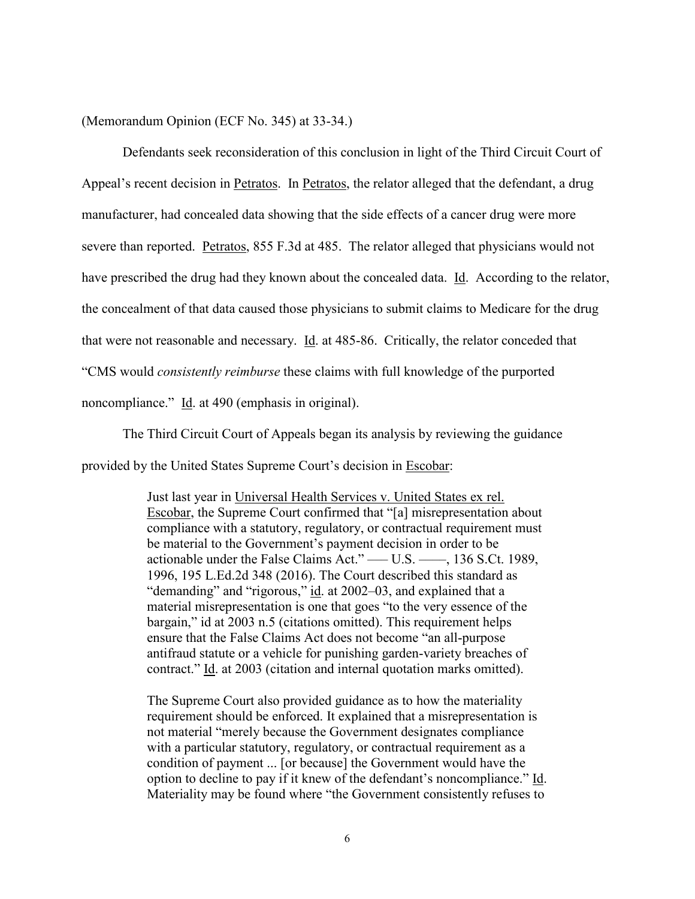(Memorandum Opinion (ECF No. 345) at 33-34.)

Defendants seek reconsideration of this conclusion in light of the Third Circuit Court of Appeal's recent decision in Petratos. In Petratos, the relator alleged that the defendant, a drug manufacturer, had concealed data showing that the side effects of a cancer drug were more severe than reported. Petratos, 855 F.3d at 485. The relator alleged that physicians would not have prescribed the drug had they known about the concealed data. Id. According to the relator, the concealment of that data caused those physicians to submit claims to Medicare for the drug that were not reasonable and necessary. Id. at 485-86. Critically, the relator conceded that "CMS would *consistently reimburse* these claims with full knowledge of the purported noncompliance." Id. at 490 (emphasis in original).

The Third Circuit Court of Appeals began its analysis by reviewing the guidance provided by the United States Supreme Court's decision in Escobar:

> Just last year in Universal Health Services v. United States ex rel. Escobar, the Supreme Court confirmed that "[a] misrepresentation about compliance with a statutory, regulatory, or contractual requirement must be material to the Government's payment decision in order to be actionable under the False Claims Act." ––– U.S. ––––, 136 S.Ct. 1989, 1996, 195 L.Ed.2d 348 (2016). The Court described this standard as "demanding" and "rigorous," id. at 2002–03, and explained that a material misrepresentation is one that goes "to the very essence of the bargain," id at 2003 n.5 (citations omitted). This requirement helps ensure that the False Claims Act does not become "an all-purpose antifraud statute or a vehicle for punishing garden-variety breaches of contract." Id. at 2003 (citation and internal quotation marks omitted).
>
> The Supreme Court also provided guidance as to how the materiality requirement should be enforced. It explained that a misrepresentation is not material "merely because the Government designates compliance with a particular statutory, regulatory, or contractual requirement as a condition of payment ... [or because] the Government would have the option to decline to pay if it knew of the defendant's noncompliance." Id. Materiality may be found where "the Government consistently refuses to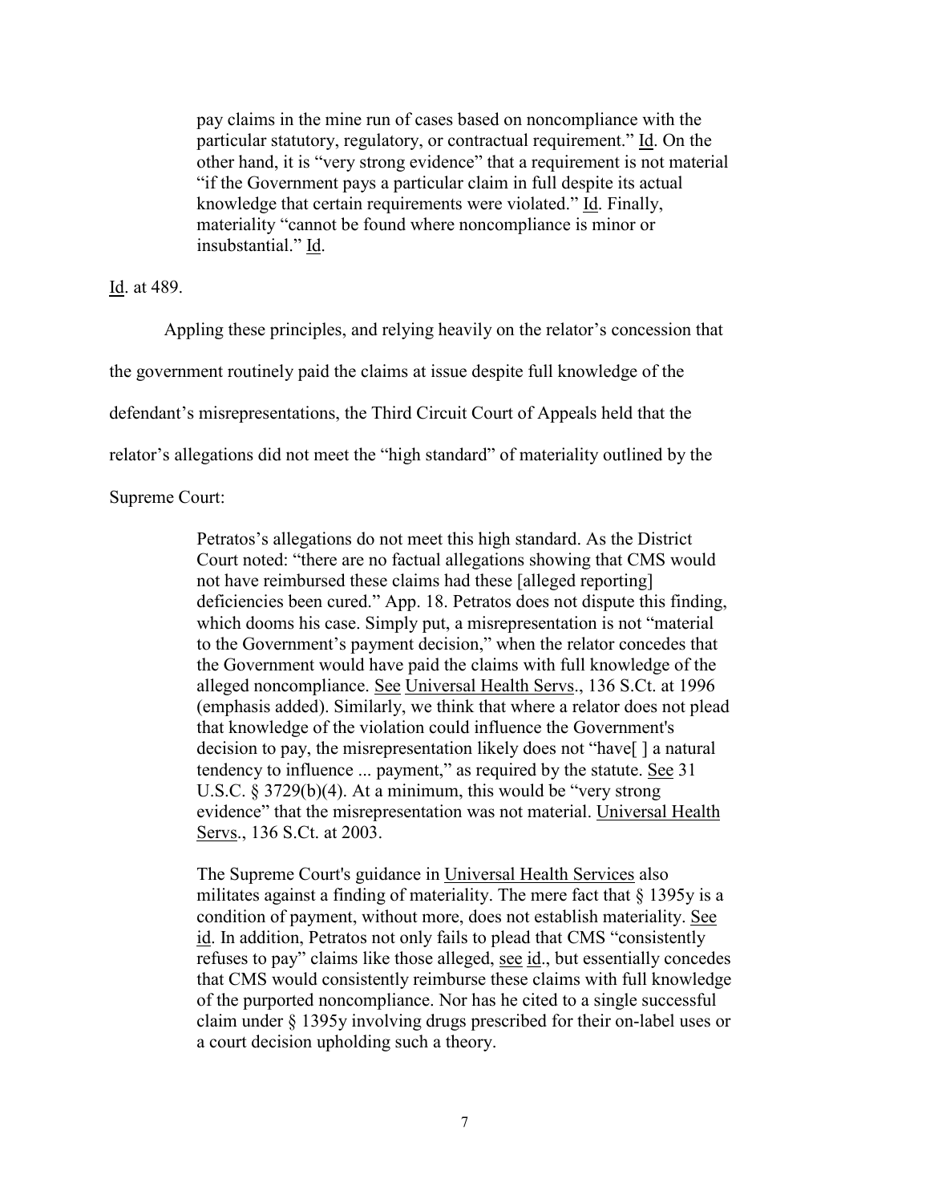> pay claims in the mine run of cases based on noncompliance with the particular statutory, regulatory, or contractual requirement." Id. On the other hand, it is "very strong evidence" that a requirement is not material "if the Government pays a particular claim in full despite its actual knowledge that certain requirements were violated." Id. Finally, materiality "cannot be found where noncompliance is minor or insubstantial." Id.

Id. at 489.

Appling these principles, and relying heavily on the relator's concession that the government routinely paid the claims at issue despite full knowledge of the defendant's misrepresentations, the Third Circuit Court of Appeals held that the relator's allegations did not meet the "high standard" of materiality outlined by the Supreme Court:

> Petratos's allegations do not meet this high standard. As the District Court noted: "there are no factual allegations showing that CMS would not have reimbursed these claims had these [alleged reporting] deficiencies been cured." App. 18. Petratos does not dispute this finding, which dooms his case. Simply put, a misrepresentation is not "material to the Government's payment decision," when the relator concedes that the Government would have paid the claims with full knowledge of the alleged noncompliance. See Universal Health Servs., 136 S.Ct. at 1996 (emphasis added). Similarly, we think that where a relator does not plead that knowledge of the violation could influence the Government's decision to pay, the misrepresentation likely does not "have[ ] a natural tendency to influence ... payment," as required by the statute. See 31 U.S.C. § 3729(b)(4). At a minimum, this would be "very strong evidence" that the misrepresentation was not material. Universal Health Servs., 136 S.Ct. at 2003.
>
> The Supreme Court's guidance in Universal Health Services also militates against a finding of materiality. The mere fact that § 1395y is a condition of payment, without more, does not establish materiality. See id. In addition, Petratos not only fails to plead that CMS "consistently refuses to pay" claims like those alleged, see id., but essentially concedes that CMS would consistently reimburse these claims with full knowledge of the purported noncompliance. Nor has he cited to a single successful claim under § 1395y involving drugs prescribed for their on-label uses or a court decision upholding such a theory.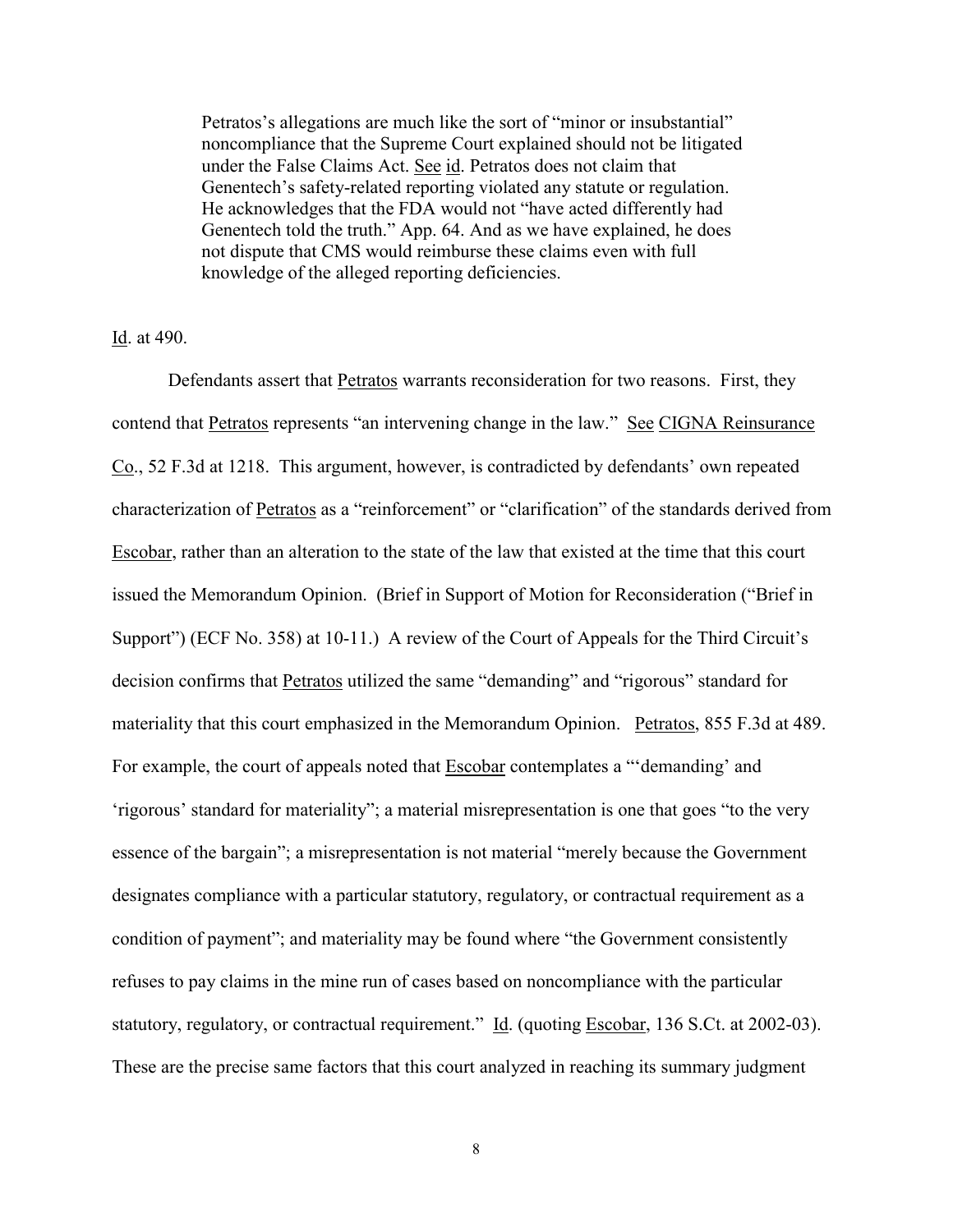> Petratos's allegations are much like the sort of "minor or insubstantial" noncompliance that the Supreme Court explained should not be litigated under the False Claims Act. See id. Petratos does not claim that Genentech's safety-related reporting violated any statute or regulation. He acknowledges that the FDA would not "have acted differently had Genentech told the truth." App. 64. And as we have explained, he does not dispute that CMS would reimburse these claims even with full knowledge of the alleged reporting deficiencies.

Id. at 490.

Defendants assert that Petratos warrants reconsideration for two reasons. First, they contend that Petratos represents "an intervening change in the law." See CIGNA Reinsurance Co., 52 F.3d at 1218. This argument, however, is contradicted by defendants' own repeated characterization of Petratos as a "reinforcement" or "clarification" of the standards derived from Escobar, rather than an alteration to the state of the law that existed at the time that this court issued the Memorandum Opinion. (Brief in Support of Motion for Reconsideration ("Brief in Support") (ECF No. 358) at 10-11.) A review of the Court of Appeals for the Third Circuit's decision confirms that Petratos utilized the same "demanding" and "rigorous" standard for materiality that this court emphasized in the Memorandum Opinion. Petratos, 855 F.3d at 489. For example, the court of appeals noted that Escobar contemplates a "'demanding' and 'rigorous' standard for materiality"; a material misrepresentation is one that goes "to the very essence of the bargain"; a misrepresentation is not material "merely because the Government designates compliance with a particular statutory, regulatory, or contractual requirement as a condition of payment"; and materiality may be found where "the Government consistently refuses to pay claims in the mine run of cases based on noncompliance with the particular statutory, regulatory, or contractual requirement." Id. (quoting Escobar, 136 S.Ct. at 2002-03). These are the precise same factors that this court analyzed in reaching its summary judgment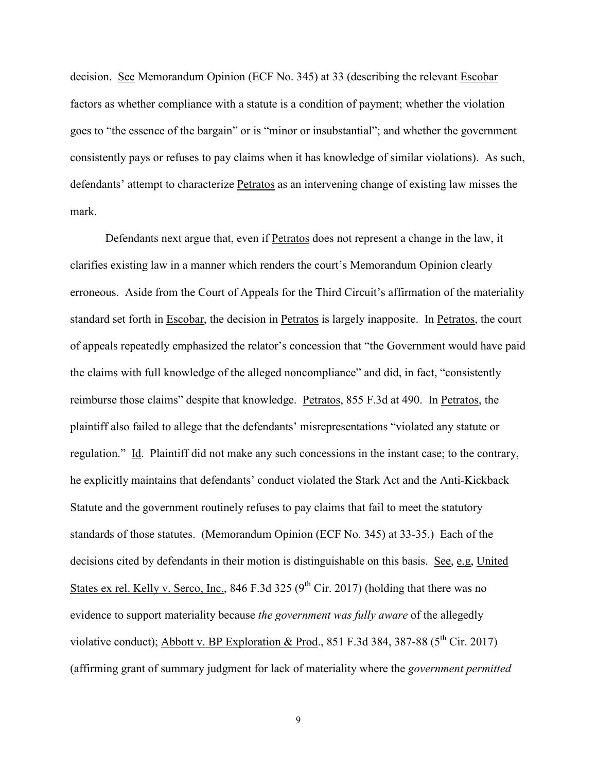decision. See Memorandum Opinion (ECF No. 345) at 33 (describing the relevant Escobar factors as whether compliance with a statute is a condition of payment; whether the violation goes to "the essence of the bargain" or is "minor or insubstantial"; and whether the government consistently pays or refuses to pay claims when it has knowledge of similar violations). As such, defendants' attempt to characterize Petratos as an intervening change of existing law misses the mark.

Defendants next argue that, even if Petratos does not represent a change in the law, it clarifies existing law in a manner which renders the court's Memorandum Opinion clearly erroneous. Aside from the Court of Appeals for the Third Circuit's affirmation of the materiality standard set forth in Escobar, the decision in Petratos is largely inapposite. In Petratos, the court of appeals repeatedly emphasized the relator's concession that "the Government would have paid the claims with full knowledge of the alleged noncompliance" and did, in fact, "consistently reimburse those claims" despite that knowledge. Petratos, 855 F.3d at 490. In Petratos, the plaintiff also failed to allege that the defendants' misrepresentations "violated any statute or regulation." Id. Plaintiff did not make any such concessions in the instant case; to the contrary, he explicitly maintains that defendants' conduct violated the Stark Act and the Anti-Kickback Statute and the government routinely refuses to pay claims that fail to meet the statutory standards of those statutes. (Memorandum Opinion (ECF No. 345) at 33-35.) Each of the decisions cited by defendants in their motion is distinguishable on this basis. See, e.g, United States ex rel. Kelly v. Serco, Inc., 846 F.3d 325 (9th Cir. 2017) (holding that there was no evidence to support materiality because *the government was fully aware* of the allegedly violative conduct); Abbott v. BP Exploration & Prod., 851 F.3d 384, 387-88 (5th Cir. 2017) (affirming grant of summary judgment for lack of materiality where the *government permitted*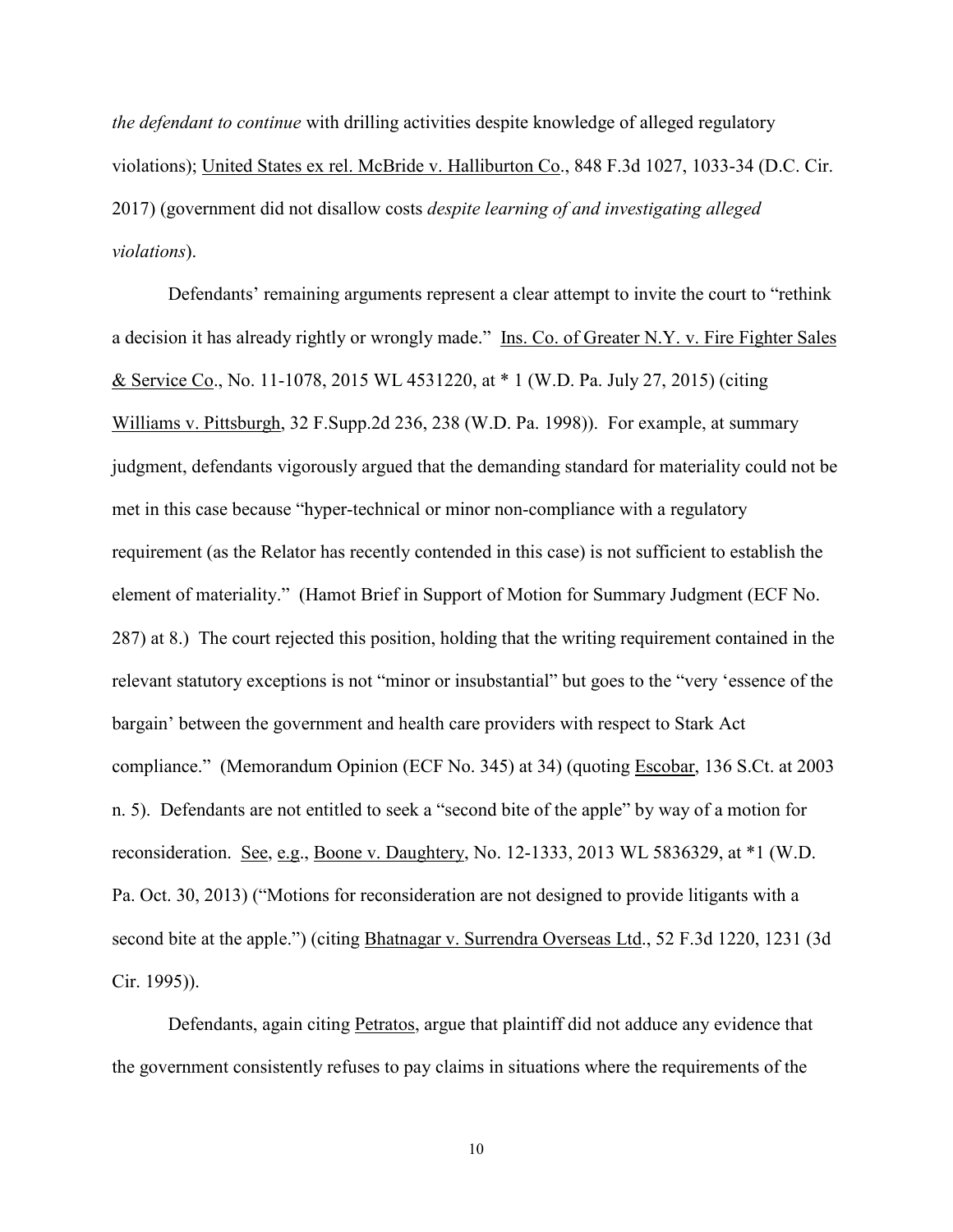*the defendant to continue* with drilling activities despite knowledge of alleged regulatory violations); United States ex rel. McBride v. Halliburton Co., 848 F.3d 1027, 1033-34 (D.C. Cir. 2017) (government did not disallow costs *despite learning of and investigating alleged violations*).

Defendants' remaining arguments represent a clear attempt to invite the court to "rethink a decision it has already rightly or wrongly made." Ins. Co. of Greater N.Y. v. Fire Fighter Sales & Service Co., No. 11-1078, 2015 WL 4531220, at * 1 (W.D. Pa. July 27, 2015) (citing Williams v. Pittsburgh, 32 F.Supp.2d 236, 238 (W.D. Pa. 1998)). For example, at summary judgment, defendants vigorously argued that the demanding standard for materiality could not be met in this case because "hyper-technical or minor non-compliance with a regulatory requirement (as the Relator has recently contended in this case) is not sufficient to establish the element of materiality." (Hamot Brief in Support of Motion for Summary Judgment (ECF No. 287) at 8.) The court rejected this position, holding that the writing requirement contained in the relevant statutory exceptions is not "minor or insubstantial" but goes to the "very 'essence of the bargain' between the government and health care providers with respect to Stark Act compliance." (Memorandum Opinion (ECF No. 345) at 34) (quoting Escobar, 136 S.Ct. at 2003 n. 5). Defendants are not entitled to seek a "second bite of the apple" by way of a motion for reconsideration. See, e.g., Boone v. Daughtery, No. 12-1333, 2013 WL 5836329, at *1 (W.D. Pa. Oct. 30, 2013) ("Motions for reconsideration are not designed to provide litigants with a second bite at the apple.") (citing Bhatnagar v. Surrendra Overseas Ltd., 52 F.3d 1220, 1231 (3d Cir. 1995)).

Defendants, again citing Petratos, argue that plaintiff did not adduce any evidence that the government consistently refuses to pay claims in situations where the requirements of the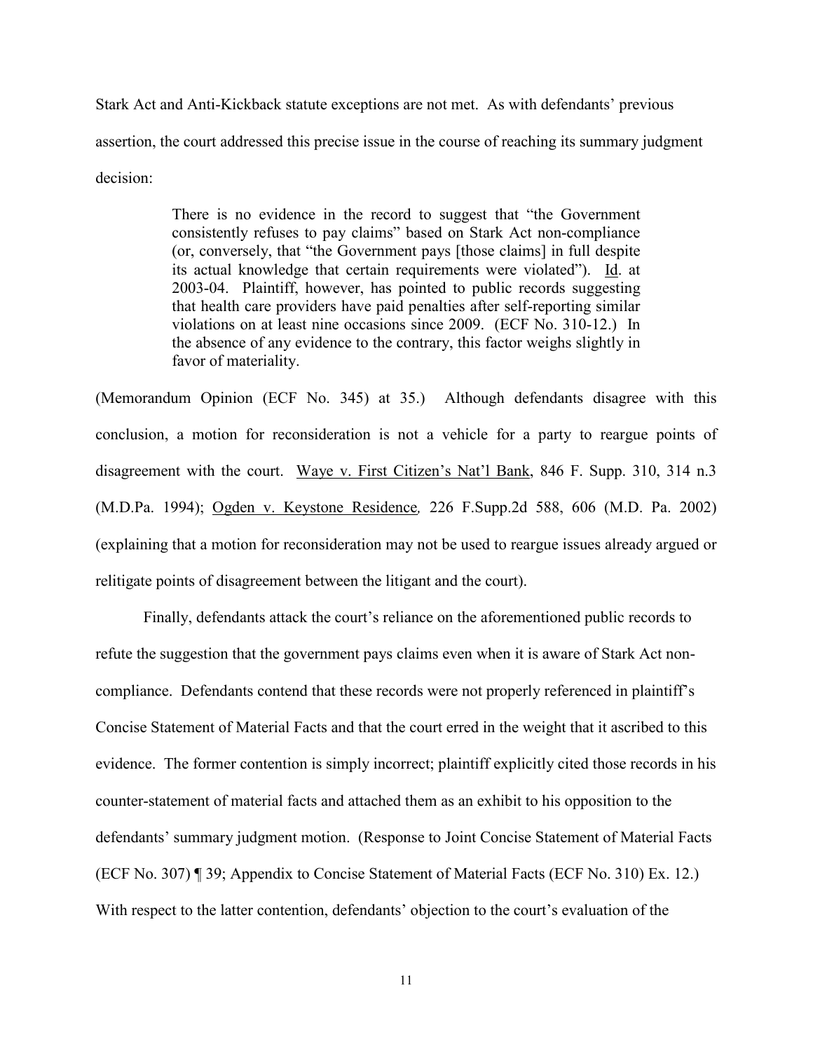Stark Act and Anti-Kickback statute exceptions are not met. As with defendants' previous assertion, the court addressed this precise issue in the course of reaching its summary judgment decision:

> There is no evidence in the record to suggest that "the Government consistently refuses to pay claims" based on Stark Act non-compliance (or, conversely, that "the Government pays [those claims] in full despite its actual knowledge that certain requirements were violated"). Id. at 2003-04. Plaintiff, however, has pointed to public records suggesting that health care providers have paid penalties after self-reporting similar violations on at least nine occasions since 2009. (ECF No. 310-12.) In the absence of any evidence to the contrary, this factor weighs slightly in favor of materiality.

(Memorandum Opinion (ECF No. 345) at 35.) Although defendants disagree with this conclusion, a motion for reconsideration is not a vehicle for a party to reargue points of disagreement with the court. Waye v. First Citizen's Nat'l Bank, 846 F. Supp. 310, 314 n.3 (M.D.Pa. 1994); Ogden v. Keystone Residence*,* 226 F.Supp.2d 588, 606 (M.D. Pa. 2002) (explaining that a motion for reconsideration may not be used to reargue issues already argued or relitigate points of disagreement between the litigant and the court).

Finally, defendants attack the court's reliance on the aforementioned public records to refute the suggestion that the government pays claims even when it is aware of Stark Act non-compliance. Defendants contend that these records were not properly referenced in plaintiff's Concise Statement of Material Facts and that the court erred in the weight that it ascribed to this evidence. The former contention is simply incorrect; plaintiff explicitly cited those records in his counter-statement of material facts and attached them as an exhibit to his opposition to the defendants' summary judgment motion. (Response to Joint Concise Statement of Material Facts (ECF No. 307) ¶ 39; Appendix to Concise Statement of Material Facts (ECF No. 310) Ex. 12.) With respect to the latter contention, defendants' objection to the court's evaluation of the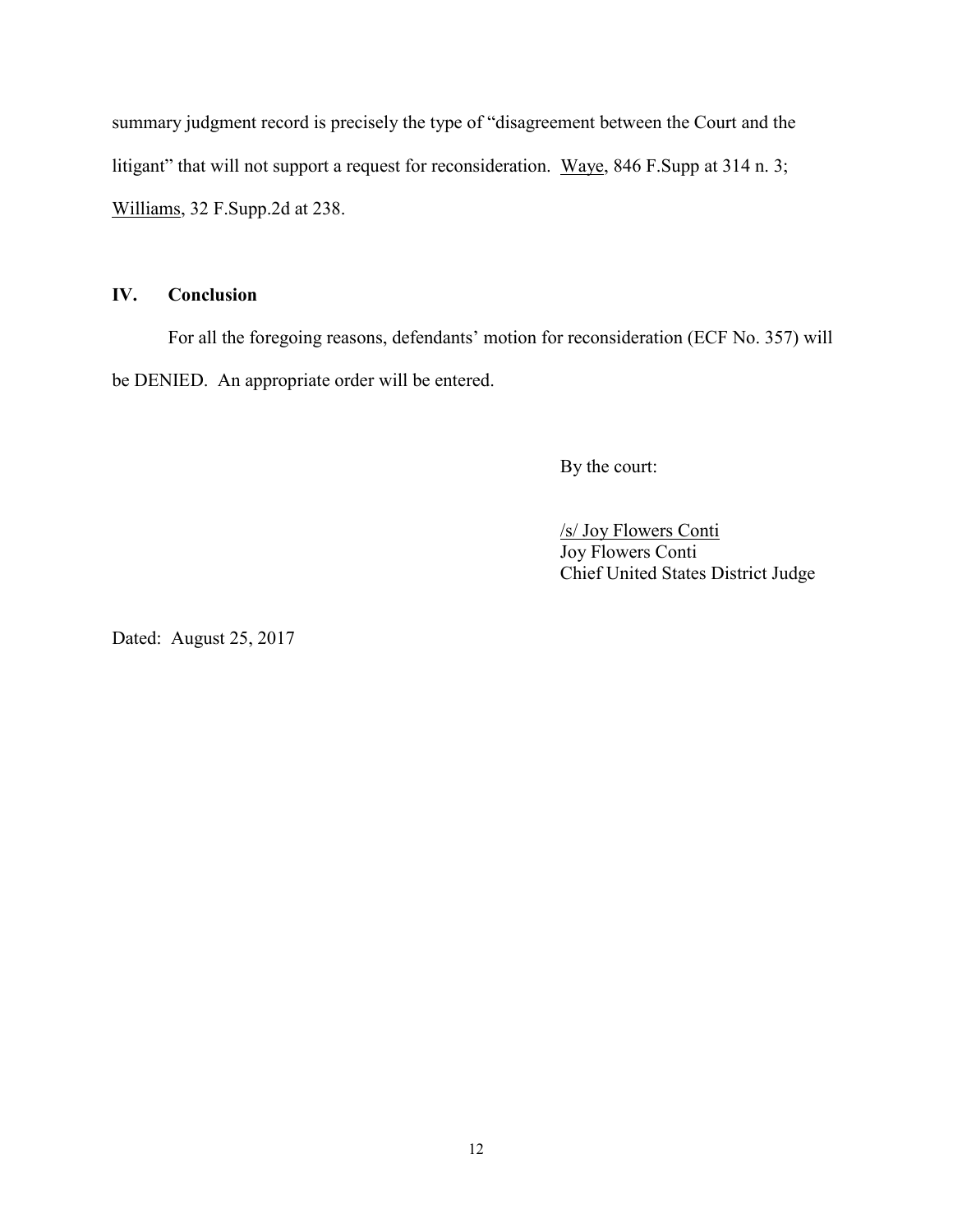summary judgment record is precisely the type of "disagreement between the Court and the litigant" that will not support a request for reconsideration. Waye, 846 F.Supp at 314 n. 3; Williams, 32 F.Supp.2d at 238.

## IV. Conclusion

For all the foregoing reasons, defendants' motion for reconsideration (ECF No. 357) will be DENIED. An appropriate order will be entered.

By the court:

/s/ Joy Flowers Conti
Joy Flowers Conti
Chief United States District Judge

Dated: August 25, 2017